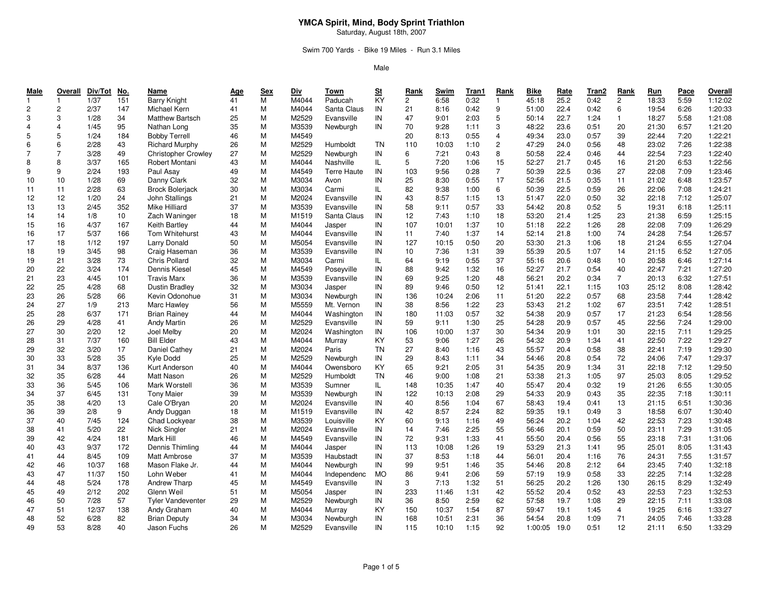# YMCA Spirit, Mind, Body Sprint Triathlon

Saturday, August 18th, 2007

Swim 700 Yards - Bike 19 Miles - Run 3.1 Miles

Male

| Male | Overall | Div/Tot | No. | Name | Age | Sex | Div | Town | St | Rank | Swim | Tran1 | Rank | Bike | Rate | Tran2 | Rank | Run | Pace | Overall |
|---|---|---|---|---|---|---|---|---|---|---|---|---|---|---|---|---|---|---|---|---|
| 1 | 1 | 1/37 | 151 | Barry Knight | 41 | M | M4044 | Paducah | KY | 2 | 6:58 | 0:32 | 1 | 45:18 | 25.2 | 0:42 | 2 | 18:33 | 5:59 | 1:12:02 |
| 2 | 2 | 2/37 | 147 | Michael Kern | 41 | M | M4044 | Santa Claus | IN | 21 | 8:16 | 0:42 | 9 | 51:00 | 22.4 | 0:42 | 6 | 19:54 | 6:26 | 1:20:33 |
| 3 | 3 | 1/28 | 34 | Matthew Bartsch | 25 | M | M2529 | Evansville | IN | 47 | 9:01 | 2:03 | 5 | 50:14 | 22.7 | 1:24 | 1 | 18:27 | 5:58 | 1:21:08 |
| 4 | 4 | 1/45 | 95 | Nathan Long | 35 | M | M3539 | Newburgh | IN | 70 | 9:28 | 1:11 | 3 | 48:22 | 23.6 | 0:51 | 20 | 21:30 | 6:57 | 1:21:20 |
| 5 | 5 | 1/24 | 184 | Bobby Terrell | 46 | M | M4549 | | | 20 | 8:13 | 0:55 | 4 | 49:34 | 23.0 | 0:57 | 39 | 22:44 | 7:20 | 1:22:21 |
| 6 | 6 | 2/28 | 43 | Richard Murphy | 26 | M | M2529 | Humboldt | TN | 110 | 10:03 | 1:10 | 2 | 47:29 | 24.0 | 0:56 | 48 | 23:02 | 7:26 | 1:22:38 |
| 7 | 7 | 3/28 | 49 | Christopher Crowley | 27 | M | M2529 | Newburgh | IN | 6 | 7:21 | 0:43 | 8 | 50:58 | 22.4 | 0:46 | 44 | 22:54 | 7:23 | 1:22:40 |
| 8 | 8 | 3/37 | 165 | Robert Montani | 43 | M | M4044 | Nashville | IL | 5 | 7:20 | 1:06 | 15 | 52:27 | 21.7 | 0:45 | 16 | 21:20 | 6:53 | 1:22:56 |
| 9 | 9 | 2/24 | 193 | Paul Asay | 49 | M | M4549 | Terre Haute | IN | 103 | 9:56 | 0:28 | 7 | 50:39 | 22.5 | 0:36 | 27 | 22:08 | 7:09 | 1:23:46 |
| 10 | 10 | 1/28 | 69 | Danny Clark | 32 | M | M3034 | Avon | IN | 25 | 8:30 | 0:55 | 17 | 52:56 | 21.5 | 0:35 | 11 | 21:02 | 6:48 | 1:23:57 |
| 11 | 11 | 2/28 | 63 | Brock Bolerjack | 30 | M | M3034 | Carmi | IL | 82 | 9:38 | 1:00 | 6 | 50:39 | 22.5 | 0:59 | 26 | 22:06 | 7:08 | 1:24:21 |
| 12 | 12 | 1/20 | 24 | John Stallings | 21 | M | M2024 | Evansville | IN | 43 | 8:57 | 1:15 | 13 | 51:47 | 22.0 | 0:50 | 32 | 22:18 | 7:12 | 1:25:07 |
| 13 | 13 | 2/45 | 352 | Mike Hilliard | 37 | M | M3539 | Evansville | IN | 58 | 9:11 | 0:57 | 33 | 54:42 | 20.8 | 0:52 | 5 | 19:31 | 6:18 | 1:25:11 |
| 14 | 14 | 1/8 | 10 | Zach Waninger | 18 | M | M1519 | Santa Claus | IN | 12 | 7:43 | 1:10 | 18 | 53:20 | 21.4 | 1:25 | 23 | 21:38 | 6:59 | 1:25:15 |
| 15 | 16 | 4/37 | 167 | Keith Bartley | 44 | M | M4044 | Jasper | IN | 107 | 10:01 | 1:37 | 10 | 51:18 | 22.2 | 1:26 | 28 | 22:08 | 7:09 | 1:26:29 |
| 16 | 17 | 5/37 | 166 | Tom Whitehurst | 43 | M | M4044 | Evansville | IN | 11 | 7:40 | 1:37 | 14 | 52:14 | 21.8 | 1:00 | 74 | 24:28 | 7:54 | 1:26:57 |
| 17 | 18 | 1/12 | 197 | Larry Donald | 50 | M | M5054 | Evansville | IN | 127 | 10:15 | 0:50 | 20 | 53:30 | 21.3 | 1:06 | 18 | 21:24 | 6:55 | 1:27:04 |
| 18 | 19 | 3/45 | 98 | Craig Haseman | 36 | M | M3539 | Evansville | IN | 10 | 7:36 | 1:31 | 39 | 55:39 | 20.5 | 1:07 | 14 | 21:15 | 6:52 | 1:27:05 |
| 19 | 21 | 3/28 | 73 | Chris Pollard | 32 | M | M3034 | Carmi | IL | 64 | 9:19 | 0:55 | 37 | 55:16 | 20.6 | 0:48 | 10 | 20:58 | 6:46 | 1:27:14 |
| 20 | 22 | 3/24 | 174 | Dennis Kiesel | 45 | M | M4549 | Poseyville | IN | 88 | 9:42 | 1:32 | 16 | 52:27 | 21.7 | 0:54 | 40 | 22:47 | 7:21 | 1:27:20 |
| 21 | 23 | 4/45 | 101 | Travis Marx | 36 | M | M3539 | Evansville | IN | 69 | 9:25 | 1:20 | 48 | 56:21 | 20.2 | 0:34 | 7 | 20:13 | 6:32 | 1:27:51 |
| 22 | 25 | 4/28 | 68 | Dustin Bradley | 32 | M | M3034 | Jasper | IN | 89 | 9:46 | 0:50 | 12 | 51:41 | 22.1 | 1:15 | 103 | 25:12 | 8:08 | 1:28:42 |
| 23 | 26 | 5/28 | 66 | Kevin Odonohue | 31 | M | M3034 | Newburgh | IN | 136 | 10:24 | 2:06 | 11 | 51:20 | 22.2 | 0:57 | 68 | 23:58 | 7:44 | 1:28:42 |
| 24 | 27 | 1/9 | 213 | Marc Hawley | 56 | M | M5559 | Mt. Vernon | IN | 38 | 8:56 | 1:22 | 23 | 53:43 | 21.2 | 1:02 | 67 | 23:51 | 7:42 | 1:28:51 |
| 25 | 28 | 6/37 | 171 | Brian Rainey | 44 | M | M4044 | Washington | IN | 180 | 11:03 | 0:57 | 32 | 54:38 | 20.9 | 0:57 | 17 | 21:23 | 6:54 | 1:28:56 |
| 26 | 29 | 4/28 | 41 | Andy Martin | 26 | M | M2529 | Evansville | IN | 59 | 9:11 | 1:30 | 25 | 54:28 | 20.9 | 0:57 | 45 | 22:56 | 7:24 | 1:29:00 |
| 27 | 30 | 2/20 | 12 | Joel Melby | 20 | M | M2024 | Washington | IN | 106 | 10:00 | 1:37 | 30 | 54:34 | 20.9 | 1:01 | 30 | 22:15 | 7:11 | 1:29:25 |
| 28 | 31 | 7/37 | 160 | Bill Elder | 43 | M | M4044 | Murray | KY | 53 | 9:06 | 1:27 | 26 | 54:32 | 20.9 | 1:34 | 41 | 22:50 | 7:22 | 1:29:27 |
| 29 | 32 | 3/20 | 17 | Daniel Cathey | 21 | M | M2024 | Paris | TN | 27 | 8:40 | 1:16 | 43 | 55:57 | 20.4 | 0:58 | 38 | 22:41 | 7:19 | 1:29:30 |
| 30 | 33 | 5/28 | 35 | Kyle Dodd | 25 | M | M2529 | Newburgh | IN | 29 | 8:43 | 1:11 | 34 | 54:46 | 20.8 | 0:54 | 72 | 24:06 | 7:47 | 1:29:37 |
| 31 | 34 | 8/37 | 136 | Kurt Anderson | 40 | M | M4044 | Owensboro | KY | 65 | 9:21 | 2:05 | 31 | 54:35 | 20.9 | 1:34 | 31 | 22:18 | 7:12 | 1:29:50 |
| 32 | 35 | 6/28 | 44 | Matt Nason | 26 | M | M2529 | Humboldt | TN | 46 | 9:00 | 1:08 | 21 | 53:38 | 21.3 | 1:05 | 97 | 25:03 | 8:05 | 1:29:52 |
| 33 | 36 | 5/45 | 106 | Mark Worstell | 36 | M | M3539 | Sumner | IL | 148 | 10:35 | 1:47 | 40 | 55:47 | 20.4 | 0:32 | 19 | 21:26 | 6:55 | 1:30:05 |
| 34 | 37 | 6/45 | 131 | Tony Maier | 39 | M | M3539 | Newburgh | IN | 122 | 10:13 | 2:08 | 29 | 54:33 | 20.9 | 0:43 | 35 | 22:35 | 7:18 | 1:30:11 |
| 35 | 38 | 4/20 | 13 | Cale O'Bryan | 20 | M | M2024 | Evansville | IN | 40 | 8:56 | 1:04 | 67 | 58:43 | 19.4 | 0:41 | 13 | 21:15 | 6:51 | 1:30:36 |
| 36 | 39 | 2/8 | 9 | Andy Duggan | 18 | M | M1519 | Evansville | IN | 42 | 8:57 | 2:24 | 82 | 59:35 | 19.1 | 0:49 | 3 | 18:58 | 6:07 | 1:30:40 |
| 37 | 40 | 7/45 | 124 | Chad Lockyear | 38 | M | M3539 | Louisville | KY | 60 | 9:13 | 1:16 | 49 | 56:24 | 20.2 | 1:04 | 42 | 22:53 | 7:23 | 1:30:48 |
| 38 | 41 | 5/20 | 22 | Nick Singler | 21 | M | M2024 | Evansville | IN | 14 | 7:46 | 2:25 | 55 | 56:46 | 20.1 | 0:59 | 50 | 23:11 | 7:29 | 1:31:05 |
| 39 | 42 | 4/24 | 181 | Mark Hill | 46 | M | M4549 | Evansville | IN | 72 | 9:31 | 1:33 | 41 | 55:50 | 20.4 | 0:56 | 55 | 23:18 | 7:31 | 1:31:06 |
| 40 | 43 | 9/37 | 172 | Dennis Thimling | 44 | M | M4044 | Jasper | IN | 113 | 10:08 | 1:26 | 19 | 53:29 | 21.3 | 1:41 | 95 | 25:01 | 8:05 | 1:31:43 |
| 41 | 44 | 8/45 | 109 | Matt Ambrose | 37 | M | M3539 | Haubstadt | IN | 37 | 8:53 | 1:18 | 44 | 56:01 | 20.4 | 1:16 | 76 | 24:31 | 7:55 | 1:31:57 |
| 42 | 46 | 10/37 | 168 | Mason Flake Jr. | 44 | M | M4044 | Newburgh | IN | 99 | 9:51 | 1:46 | 35 | 54:46 | 20.8 | 2:12 | 64 | 23:45 | 7:40 | 1:32:18 |
| 43 | 47 | 11/37 | 150 | Lohn Weber | 41 | M | M4044 | Independenc | MO | 86 | 9:41 | 2:06 | 59 | 57:19 | 19.9 | 0:58 | 33 | 22:25 | 7:14 | 1:32:28 |
| 44 | 48 | 5/24 | 178 | Andrew Tharp | 45 | M | M4549 | Evansville | IN | 3 | 7:13 | 1:32 | 51 | 56:25 | 20.2 | 1:26 | 130 | 26:15 | 8:29 | 1:32:49 |
| 45 | 49 | 2/12 | 202 | Glenn Weil | 51 | M | M5054 | Jasper | IN | 233 | 11:46 | 1:31 | 42 | 55:52 | 20.4 | 0:52 | 43 | 22:53 | 7:23 | 1:32:53 |
| 46 | 50 | 7/28 | 57 | Tyler Vandeventer | 29 | M | M2529 | Newburgh | IN | 36 | 8:50 | 2:59 | 62 | 57:58 | 19.7 | 1:08 | 29 | 22:15 | 7:11 | 1:33:08 |
| 47 | 51 | 12/37 | 138 | Andy Graham | 40 | M | M4044 | Murray | KY | 150 | 10:37 | 1:54 | 87 | 59:47 | 19.1 | 1:45 | 4 | 19:25 | 6:16 | 1:33:27 |
| 48 | 52 | 6/28 | 82 | Brian Deputy | 34 | M | M3034 | Newburgh | IN | 168 | 10:51 | 2:31 | 36 | 54:54 | 20.8 | 1:09 | 71 | 24:05 | 7:46 | 1:33:28 |
| 49 | 53 | 8/28 | 40 | Jason Fuchs | 26 | M | M2529 | Evansville | IN | 115 | 10:10 | 1:15 | 92 | 1:00:05 | 19.0 | 0:51 | 12 | 21:11 | 6:50 | 1:33:29 |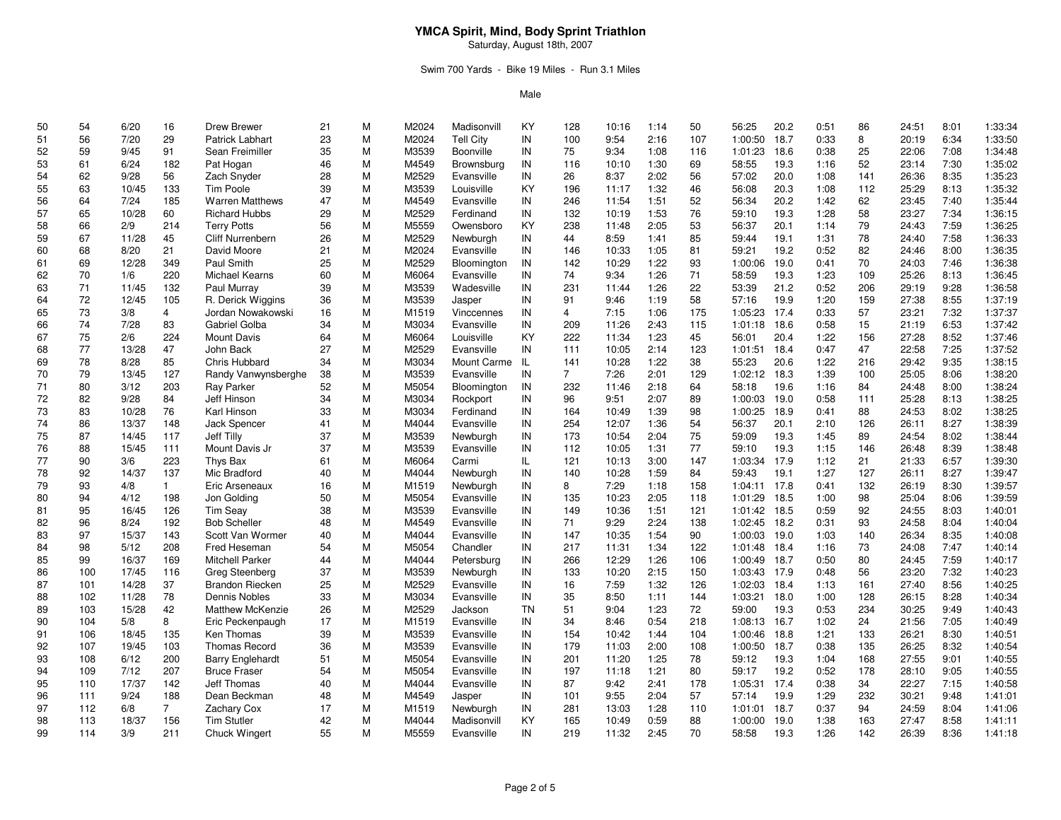# YMCA Spirit, Mind, Body Sprint Triathlon

Saturday, August 18th, 2007

Swim 700 Yards - Bike 19 Miles - Run 3.1 Miles

Male

| | | | | | | | | | | | | | | | | | | | | | | |
|---|---|---|---|---|---|---|---|---|---|---|---|---|---|---|---|---|---|---|---|---|---|---|
| 50 | 54 | 6/20 | 16 | Drew Brewer | 21 | M | M2024 | Madisonvill | KY | 128 | 10:16 | 1:14 | 50 | 56:25 | 20.2 | 0:51 | 86 | 24:51 | 8:01 | 1:33:34 |
| 51 | 56 | 7/20 | 29 | Patrick Labhart | 23 | M | M2024 | Tell City | IN | 100 | 9:54 | 2:16 | 107 | 1:00:50 | 18.7 | 0:33 | 8 | 20:19 | 6:34 | 1:33:50 |
| 52 | 59 | 9/45 | 91 | Sean Freimiller | 35 | M | M3539 | Boonville | IN | 75 | 9:34 | 1:08 | 116 | 1:01:23 | 18.6 | 0:38 | 25 | 22:06 | 7:08 | 1:34:48 |
| 53 | 61 | 6/24 | 182 | Pat Hogan | 46 | M | M4549 | Brownsburg | IN | 116 | 10:10 | 1:30 | 69 | 58:55 | 19.3 | 1:16 | 52 | 23:14 | 7:30 | 1:35:02 |
| 54 | 62 | 9/28 | 56 | Zach Snyder | 28 | M | M2529 | Evansville | IN | 26 | 8:37 | 2:02 | 56 | 57:02 | 20.0 | 1:08 | 141 | 26:36 | 8:35 | 1:35:23 |
| 55 | 63 | 10/45 | 133 | Tim Poole | 39 | M | M3539 | Louisville | KY | 196 | 11:17 | 1:32 | 46 | 56:08 | 20.3 | 1:08 | 112 | 25:29 | 8:13 | 1:35:32 |
| 56 | 64 | 7/24 | 185 | Warren Matthews | 47 | M | M4549 | Evansville | IN | 246 | 11:54 | 1:51 | 52 | 56:34 | 20.2 | 1:42 | 62 | 23:45 | 7:40 | 1:35:44 |
| 57 | 65 | 10/28 | 60 | Richard Hubbs | 29 | M | M2529 | Ferdinand | IN | 132 | 10:19 | 1:53 | 76 | 59:10 | 19.3 | 1:28 | 58 | 23:27 | 7:34 | 1:36:15 |
| 58 | 66 | 2/9 | 214 | Terry Potts | 56 | M | M5559 | Owensboro | KY | 238 | 11:48 | 2:05 | 53 | 56:37 | 20.1 | 1:14 | 79 | 24:43 | 7:59 | 1:36:25 |
| 59 | 67 | 11/28 | 45 | Cliff Nurrenbern | 26 | M | M2529 | Newburgh | IN | 44 | 8:59 | 1:41 | 85 | 59:44 | 19.1 | 1:31 | 78 | 24:40 | 7:58 | 1:36:33 |
| 60 | 68 | 8/20 | 21 | David Moore | 21 | M | M2024 | Evansville | IN | 146 | 10:33 | 1:05 | 81 | 59:21 | 19.2 | 0:52 | 82 | 24:46 | 8:00 | 1:36:35 |
| 61 | 69 | 12/28 | 349 | Paul Smith | 25 | M | M2529 | Bloomington | IN | 142 | 10:29 | 1:22 | 93 | 1:00:06 | 19.0 | 0:41 | 70 | 24:03 | 7:46 | 1:36:38 |
| 62 | 70 | 1/6 | 220 | Michael Kearns | 60 | M | M6064 | Evansville | IN | 74 | 9:34 | 1:26 | 71 | 58:59 | 19.3 | 1:23 | 109 | 25:26 | 8:13 | 1:36:45 |
| 63 | 71 | 11/45 | 132 | Paul Murray | 39 | M | M3539 | Wadesville | IN | 231 | 11:44 | 1:26 | 22 | 53:39 | 21.2 | 0:52 | 206 | 29:19 | 9:28 | 1:36:58 |
| 64 | 72 | 12/45 | 105 | R. Derick Wiggins | 36 | M | M3539 | Jasper | IN | 91 | 9:46 | 1:19 | 58 | 57:16 | 19.9 | 1:20 | 159 | 27:38 | 8:55 | 1:37:19 |
| 65 | 73 | 3/8 | 4 | Jordan Nowakowski | 16 | M | M1519 | Vinccennes | IN | 4 | 7:15 | 1:06 | 175 | 1:05:23 | 17.4 | 0:33 | 57 | 23:21 | 7:32 | 1:37:37 |
| 66 | 74 | 7/28 | 83 | Gabriel Golba | 34 | M | M3034 | Evansville | IN | 209 | 11:26 | 2:43 | 115 | 1:01:18 | 18.6 | 0:58 | 15 | 21:19 | 6:53 | 1:37:42 |
| 67 | 75 | 2/6 | 224 | Mount Davis | 64 | M | M6064 | Louisville | KY | 222 | 11:34 | 1:23 | 45 | 56:01 | 20.4 | 1:22 | 156 | 27:28 | 8:52 | 1:37:46 |
| 68 | 77 | 13/28 | 47 | John Back | 27 | M | M2529 | Evansville | IN | 111 | 10:05 | 2:14 | 123 | 1:01:51 | 18.4 | 0:47 | 47 | 22:58 | 7:25 | 1:37:52 |
| 69 | 78 | 8/28 | 85 | Chris Hubbard | 34 | M | M3034 | Mount Carme | IL | 141 | 10:28 | 1:22 | 38 | 55:23 | 20.6 | 1:22 | 216 | 29:42 | 9:35 | 1:38:15 |
| 70 | 79 | 13/45 | 127 | Randy Vanwynsberghe | 38 | M | M3539 | Evansville | IN | 7 | 7:26 | 2:01 | 129 | 1:02:12 | 18.3 | 1:39 | 100 | 25:05 | 8:06 | 1:38:20 |
| 71 | 80 | 3/12 | 203 | Ray Parker | 52 | M | M5054 | Bloomington | IN | 232 | 11:46 | 2:18 | 64 | 58:18 | 19.6 | 1:16 | 84 | 24:48 | 8:00 | 1:38:24 |
| 72 | 82 | 9/28 | 84 | Jeff Hinson | 34 | M | M3034 | Rockport | IN | 96 | 9:51 | 2:07 | 89 | 1:00:03 | 19.0 | 0:58 | 111 | 25:28 | 8:13 | 1:38:25 |
| 73 | 83 | 10/28 | 76 | Karl Hinson | 33 | M | M3034 | Ferdinand | IN | 164 | 10:49 | 1:39 | 98 | 1:00:25 | 18.9 | 0:41 | 88 | 24:53 | 8:02 | 1:38:25 |
| 74 | 86 | 13/37 | 148 | Jack Spencer | 41 | M | M4044 | Evansville | IN | 254 | 12:07 | 1:36 | 54 | 56:37 | 20.1 | 2:10 | 126 | 26:11 | 8:27 | 1:38:39 |
| 75 | 87 | 14/45 | 117 | Jeff Tilly | 37 | M | M3539 | Newburgh | IN | 173 | 10:54 | 2:04 | 75 | 59:09 | 19.3 | 1:45 | 89 | 24:54 | 8:02 | 1:38:44 |
| 76 | 88 | 15/45 | 111 | Mount Davis Jr | 37 | M | M3539 | Evansville | IN | 112 | 10:05 | 1:31 | 77 | 59:10 | 19.3 | 1:15 | 146 | 26:48 | 8:39 | 1:38:48 |
| 77 | 90 | 3/6 | 223 | Thys Bax | 61 | M | M6064 | Carmi | IL | 121 | 10:13 | 3:00 | 147 | 1:03:34 | 17.9 | 1:12 | 21 | 21:33 | 6:57 | 1:39:30 |
| 78 | 92 | 14/37 | 137 | Mic Bradford | 40 | M | M4044 | Newburgh | IN | 140 | 10:28 | 1:59 | 84 | 59:43 | 19.1 | 1:27 | 127 | 26:11 | 8:27 | 1:39:47 |
| 79 | 93 | 4/8 | 1 | Eric Arseneaux | 16 | M | M1519 | Newburgh | IN | 8 | 7:29 | 1:18 | 158 | 1:04:11 | 17.8 | 0:41 | 132 | 26:19 | 8:30 | 1:39:57 |
| 80 | 94 | 4/12 | 198 | Jon Golding | 50 | M | M5054 | Evansville | IN | 135 | 10:23 | 2:05 | 118 | 1:01:29 | 18.5 | 1:00 | 98 | 25:04 | 8:06 | 1:39:59 |
| 81 | 95 | 16/45 | 126 | Tim Seay | 38 | M | M3539 | Evansville | IN | 149 | 10:36 | 1:51 | 121 | 1:01:42 | 18.5 | 0:59 | 92 | 24:55 | 8:03 | 1:40:01 |
| 82 | 96 | 8/24 | 192 | Bob Scheller | 48 | M | M4549 | Evansville | IN | 71 | 9:29 | 2:24 | 138 | 1:02:45 | 18.2 | 0:31 | 93 | 24:58 | 8:04 | 1:40:04 |
| 83 | 97 | 15/37 | 143 | Scott Van Wormer | 40 | M | M4044 | Evansville | IN | 147 | 10:35 | 1:54 | 90 | 1:00:03 | 19.0 | 1:03 | 140 | 26:34 | 8:35 | 1:40:08 |
| 84 | 98 | 5/12 | 208 | Fred Heseman | 54 | M | M5054 | Chandler | IN | 217 | 11:31 | 1:34 | 122 | 1:01:48 | 18.4 | 1:16 | 73 | 24:08 | 7:47 | 1:40:14 |
| 85 | 99 | 16/37 | 169 | Mitchell Parker | 44 | M | M4044 | Petersburg | IN | 266 | 12:29 | 1:26 | 106 | 1:00:49 | 18.7 | 0:50 | 80 | 24:45 | 7:59 | 1:40:17 |
| 86 | 100 | 17/45 | 116 | Greg Steenberg | 37 | M | M3539 | Newburgh | IN | 133 | 10:20 | 2:15 | 150 | 1:03:43 | 17.9 | 0:48 | 56 | 23:20 | 7:32 | 1:40:23 |
| 87 | 101 | 14/28 | 37 | Brandon Riecken | 25 | M | M2529 | Evansville | IN | 16 | 7:59 | 1:32 | 126 | 1:02:03 | 18.4 | 1:13 | 161 | 27:40 | 8:56 | 1:40:25 |
| 88 | 102 | 11/28 | 78 | Dennis Nobles | 33 | M | M3034 | Evansville | IN | 35 | 8:50 | 1:11 | 144 | 1:03:21 | 18.0 | 1:00 | 128 | 26:15 | 8:28 | 1:40:34 |
| 89 | 103 | 15/28 | 42 | Matthew McKenzie | 26 | M | M2529 | Jackson | TN | 51 | 9:04 | 1:23 | 72 | 59:00 | 19.3 | 0:53 | 234 | 30:25 | 9:49 | 1:40:43 |
| 90 | 104 | 5/8 | 8 | Eric Peckenpaugh | 17 | M | M1519 | Evansville | IN | 34 | 8:46 | 0:54 | 218 | 1:08:13 | 16.7 | 1:02 | 24 | 21:56 | 7:05 | 1:40:49 |
| 91 | 106 | 18/45 | 135 | Ken Thomas | 39 | M | M3539 | Evansville | IN | 154 | 10:42 | 1:44 | 104 | 1:00:46 | 18.8 | 1:21 | 133 | 26:21 | 8:30 | 1:40:51 |
| 92 | 107 | 19/45 | 103 | Thomas Record | 36 | M | M3539 | Evansville | IN | 179 | 11:03 | 2:00 | 108 | 1:00:50 | 18.7 | 0:38 | 135 | 26:25 | 8:32 | 1:40:54 |
| 93 | 108 | 6/12 | 200 | Barry Englehardt | 51 | M | M5054 | Evansville | IN | 201 | 11:20 | 1:25 | 78 | 59:12 | 19.3 | 1:04 | 168 | 27:55 | 9:01 | 1:40:55 |
| 94 | 109 | 7/12 | 207 | Bruce Fraser | 54 | M | M5054 | Evansville | IN | 197 | 11:18 | 1:21 | 80 | 59:17 | 19.2 | 0:52 | 178 | 28:10 | 9:05 | 1:40:55 |
| 95 | 110 | 17/37 | 142 | Jeff Thomas | 40 | M | M4044 | Evansville | IN | 87 | 9:42 | 2:41 | 178 | 1:05:31 | 17.4 | 0:38 | 34 | 22:27 | 7:15 | 1:40:58 |
| 96 | 111 | 9/24 | 188 | Dean Beckman | 48 | M | M4549 | Jasper | IN | 101 | 9:55 | 2:04 | 57 | 57:14 | 19.9 | 1:29 | 232 | 30:21 | 9:48 | 1:41:01 |
| 97 | 112 | 6/8 | 7 | Zachary Cox | 17 | M | M1519 | Newburgh | IN | 281 | 13:03 | 1:28 | 110 | 1:01:01 | 18.7 | 0:37 | 94 | 24:59 | 8:04 | 1:41:06 |
| 98 | 113 | 18/37 | 156 | Tim Stutler | 42 | M | M4044 | Madisonvill | KY | 165 | 10:49 | 0:59 | 88 | 1:00:00 | 19.0 | 1:38 | 163 | 27:47 | 8:58 | 1:41:11 |
| 99 | 114 | 3/9 | 211 | Chuck Wingert | 55 | M | M5559 | Evansville | IN | 219 | 11:32 | 2:45 | 70 | 58:58 | 19.3 | 1:26 | 142 | 26:39 | 8:36 | 1:41:18 |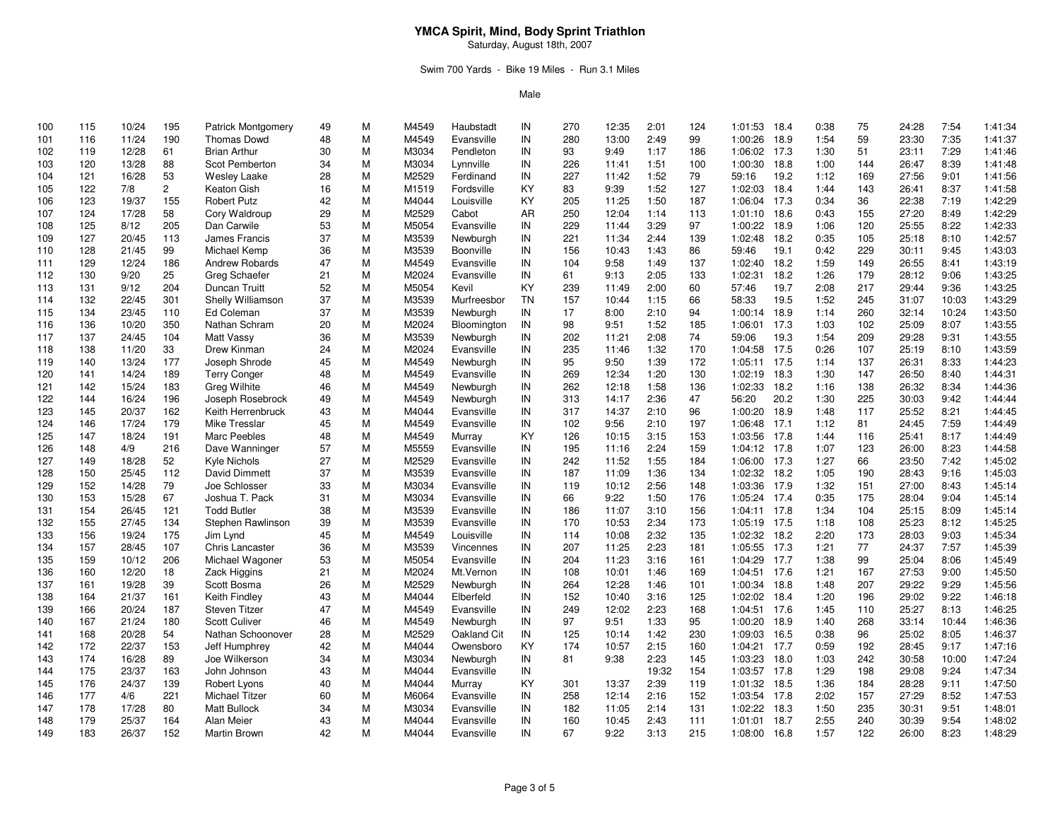# YMCA Spirit, Mind, Body Sprint Triathlon

Saturday, August 18th, 2007

Swim 700 Yards - Bike 19 Miles - Run 3.1 Miles

Male

| | | | | | | | | | | | | | | | | | | | | | | |
|---|---|---|---|---|---|---|---|---|---|---|---|---|---|---|---|---|---|---|---|---|---|---|
| 100 | 115 | 10/24 | 195 | Patrick Montgomery | 49 | M | M4549 | Haubstadt | IN | 270 | 12:35 | 2:01 | 124 | 1:01:53 | 18.4 | 0:38 | 75 | 24:28 | 7:54 | 1:41:34 |
| 101 | 116 | 11/24 | 190 | Thomas Dowd | 48 | M | M4549 | Evansville | IN | 280 | 13:00 | 2:49 | 99 | 1:00:26 | 18.9 | 1:54 | 59 | 23:30 | 7:35 | 1:41:37 |
| 102 | 119 | 12/28 | 61 | Brian Arthur | 30 | M | M3034 | Pendleton | IN | 93 | 9:49 | 1:17 | 186 | 1:06:02 | 17.3 | 1:30 | 51 | 23:11 | 7:29 | 1:41:46 |
| 103 | 120 | 13/28 | 88 | Scot Pemberton | 34 | M | M3034 | Lynnville | IN | 226 | 11:41 | 1:51 | 100 | 1:00:30 | 18.8 | 1:00 | 144 | 26:47 | 8:39 | 1:41:48 |
| 104 | 121 | 16/28 | 53 | Wesley Laake | 28 | M | M2529 | Ferdinand | IN | 227 | 11:42 | 1:52 | 79 | 59:16 | 19.2 | 1:12 | 169 | 27:56 | 9:01 | 1:41:56 |
| 105 | 122 | 7/8 | 2 | Keaton Gish | 16 | M | M1519 | Fordsville | KY | 83 | 9:39 | 1:52 | 127 | 1:02:03 | 18.4 | 1:44 | 143 | 26:41 | 8:37 | 1:41:58 |
| 106 | 123 | 19/37 | 155 | Robert Putz | 42 | M | M4044 | Louisville | KY | 205 | 11:25 | 1:50 | 187 | 1:06:04 | 17.3 | 0:34 | 36 | 22:38 | 7:19 | 1:42:29 |
| 107 | 124 | 17/28 | 58 | Cory Waldroup | 29 | M | M2529 | Cabot | AR | 250 | 12:04 | 1:14 | 113 | 1:01:10 | 18.6 | 0:43 | 155 | 27:20 | 8:49 | 1:42:29 |
| 108 | 125 | 8/12 | 205 | Dan Carwile | 53 | M | M5054 | Evansville | IN | 229 | 11:44 | 3:29 | 97 | 1:00:22 | 18.9 | 1:06 | 120 | 25:55 | 8:22 | 1:42:33 |
| 109 | 127 | 20/45 | 113 | James Francis | 37 | M | M3539 | Newburgh | IN | 221 | 11:34 | 2:44 | 139 | 1:02:48 | 18.2 | 0:35 | 105 | 25:18 | 8:10 | 1:42:57 |
| 110 | 128 | 21/45 | 99 | Michael Kemp | 36 | M | M3539 | Boonville | IN | 156 | 10:43 | 1:43 | 86 | 59:46 | 19.1 | 0:42 | 229 | 30:11 | 9:45 | 1:43:03 |
| 111 | 129 | 12/24 | 186 | Andrew Robards | 47 | M | M4549 | Evansville | IN | 104 | 9:58 | 1:49 | 137 | 1:02:40 | 18.2 | 1:59 | 149 | 26:55 | 8:41 | 1:43:19 |
| 112 | 130 | 9/20 | 25 | Greg Schaefer | 21 | M | M2024 | Evansville | IN | 61 | 9:13 | 2:05 | 133 | 1:02:31 | 18.2 | 1:26 | 179 | 28:12 | 9:06 | 1:43:25 |
| 113 | 131 | 9/12 | 204 | Duncan Truitt | 52 | M | M5054 | Kevil | KY | 239 | 11:49 | 2:00 | 60 | 57:46 | 19.7 | 2:08 | 217 | 29:44 | 9:36 | 1:43:25 |
| 114 | 132 | 22/45 | 301 | Shelly Williamson | 37 | M | M3539 | Murfreesbor | TN | 157 | 10:44 | 1:15 | 66 | 58:33 | 19.5 | 1:52 | 245 | 31:07 | 10:03 | 1:43:29 |
| 115 | 134 | 23/45 | 110 | Ed Coleman | 37 | M | M3539 | Newburgh | IN | 17 | 8:00 | 2:10 | 94 | 1:00:14 | 18.9 | 1:14 | 260 | 32:14 | 10:24 | 1:43:50 |
| 116 | 136 | 10/20 | 350 | Nathan Schram | 20 | M | M2024 | Bloomington | IN | 98 | 9:51 | 1:52 | 185 | 1:06:01 | 17.3 | 1:03 | 102 | 25:09 | 8:07 | 1:43:55 |
| 117 | 137 | 24/45 | 104 | Matt Vassy | 36 | M | M3539 | Newburgh | IN | 202 | 11:21 | 2:08 | 74 | 59:06 | 19.3 | 1:54 | 209 | 29:28 | 9:31 | 1:43:55 |
| 118 | 138 | 11/20 | 33 | Drew Kinman | 24 | M | M2024 | Evansville | IN | 235 | 11:46 | 1:32 | 170 | 1:04:58 | 17.5 | 0:26 | 107 | 25:19 | 8:10 | 1:43:59 |
| 119 | 140 | 13/24 | 177 | Joseph Shrode | 45 | M | M4549 | Newburgh | IN | 95 | 9:50 | 1:39 | 172 | 1:05:11 | 17.5 | 1:14 | 137 | 26:31 | 8:33 | 1:44:23 |
| 120 | 141 | 14/24 | 189 | Terry Conger | 48 | M | M4549 | Evansville | IN | 269 | 12:34 | 1:20 | 130 | 1:02:19 | 18.3 | 1:30 | 147 | 26:50 | 8:40 | 1:44:31 |
| 121 | 142 | 15/24 | 183 | Greg Wilhite | 46 | M | M4549 | Newburgh | IN | 262 | 12:18 | 1:58 | 136 | 1:02:33 | 18.2 | 1:16 | 138 | 26:32 | 8:34 | 1:44:36 |
| 122 | 144 | 16/24 | 196 | Joseph Rosebrock | 49 | M | M4549 | Newburgh | IN | 313 | 14:17 | 2:36 | 47 | 56:20 | 20.2 | 1:30 | 225 | 30:03 | 9:42 | 1:44:44 |
| 123 | 145 | 20/37 | 162 | Keith Herrenbruck | 43 | M | M4044 | Evansville | IN | 317 | 14:37 | 2:10 | 96 | 1:00:20 | 18.9 | 1:48 | 117 | 25:52 | 8:21 | 1:44:45 |
| 124 | 146 | 17/24 | 179 | Mike Tresslar | 45 | M | M4549 | Evansville | IN | 102 | 9:56 | 2:10 | 197 | 1:06:48 | 17.1 | 1:12 | 81 | 24:45 | 7:59 | 1:44:49 |
| 125 | 147 | 18/24 | 191 | Marc Peebles | 48 | M | M4549 | Murray | KY | 126 | 10:15 | 3:15 | 153 | 1:03:56 | 17.8 | 1:44 | 116 | 25:41 | 8:17 | 1:44:49 |
| 126 | 148 | 4/9 | 216 | Dave Wanninger | 57 | M | M5559 | Evansville | IN | 195 | 11:16 | 2:24 | 159 | 1:04:12 | 17.8 | 1:07 | 123 | 26:00 | 8:23 | 1:44:58 |
| 127 | 149 | 18/28 | 52 | Kyle Nichols | 27 | M | M2529 | Evansville | IN | 242 | 11:52 | 1:55 | 184 | 1:06:00 | 17.3 | 1:27 | 66 | 23:50 | 7:42 | 1:45:02 |
| 128 | 150 | 25/45 | 112 | David Dimmett | 37 | M | M3539 | Evansville | IN | 187 | 11:09 | 1:36 | 134 | 1:02:32 | 18.2 | 1:05 | 190 | 28:43 | 9:16 | 1:45:03 |
| 129 | 152 | 14/28 | 79 | Joe Schlosser | 33 | M | M3034 | Evansville | IN | 119 | 10:12 | 2:56 | 148 | 1:03:36 | 17.9 | 1:32 | 151 | 27:00 | 8:43 | 1:45:14 |
| 130 | 153 | 15/28 | 67 | Joshua T. Pack | 31 | M | M3034 | Evansville | IN | 66 | 9:22 | 1:50 | 176 | 1:05:24 | 17.4 | 0:35 | 175 | 28:04 | 9:04 | 1:45:14 |
| 131 | 154 | 26/45 | 121 | Todd Butler | 38 | M | M3539 | Evansville | IN | 186 | 11:07 | 3:10 | 156 | 1:04:11 | 17.8 | 1:34 | 104 | 25:15 | 8:09 | 1:45:14 |
| 132 | 155 | 27/45 | 134 | Stephen Rawlinson | 39 | M | M3539 | Evansville | IN | 170 | 10:53 | 2:34 | 173 | 1:05:19 | 17.5 | 1:18 | 108 | 25:23 | 8:12 | 1:45:25 |
| 133 | 156 | 19/24 | 175 | Jim Lynd | 45 | M | M4549 | Louisville | IN | 114 | 10:08 | 2:32 | 135 | 1:02:32 | 18.2 | 2:20 | 173 | 28:03 | 9:03 | 1:45:34 |
| 134 | 157 | 28/45 | 107 | Chris Lancaster | 36 | M | M3539 | Vincennes | IN | 207 | 11:25 | 2:23 | 181 | 1:05:55 | 17.3 | 1:21 | 77 | 24:37 | 7:57 | 1:45:39 |
| 135 | 159 | 10/12 | 206 | Michael Wagoner | 53 | M | M5054 | Evansville | IN | 204 | 11:23 | 3:16 | 161 | 1:04:29 | 17.7 | 1:38 | 99 | 25:04 | 8:06 | 1:45:49 |
| 136 | 160 | 12/20 | 18 | Zack Higgins | 21 | M | M2024 | Mt.Vernon | IN | 108 | 10:01 | 1:46 | 169 | 1:04:51 | 17.6 | 1:21 | 167 | 27:53 | 9:00 | 1:45:50 |
| 137 | 161 | 19/28 | 39 | Scott Bosma | 26 | M | M2529 | Newburgh | IN | 264 | 12:28 | 1:46 | 101 | 1:00:34 | 18.8 | 1:48 | 207 | 29:22 | 9:29 | 1:45:56 |
| 138 | 164 | 21/37 | 161 | Keith Findley | 43 | M | M4044 | Elberfeld | IN | 152 | 10:40 | 3:16 | 125 | 1:02:02 | 18.4 | 1:20 | 196 | 29:02 | 9:22 | 1:46:18 |
| 139 | 166 | 20/24 | 187 | Steven Titzer | 47 | M | M4549 | Evansville | IN | 249 | 12:02 | 2:23 | 168 | 1:04:51 | 17.6 | 1:45 | 110 | 25:27 | 8:13 | 1:46:25 |
| 140 | 167 | 21/24 | 180 | Scott Culiver | 46 | M | M4549 | Newburgh | IN | 97 | 9:51 | 1:33 | 95 | 1:00:20 | 18.9 | 1:40 | 268 | 33:14 | 10:44 | 1:46:36 |
| 141 | 168 | 20/28 | 54 | Nathan Schoonover | 28 | M | M2529 | Oakland Cit | IN | 125 | 10:14 | 1:42 | 230 | 1:09:03 | 16.5 | 0:38 | 96 | 25:02 | 8:05 | 1:46:37 |
| 142 | 172 | 22/37 | 153 | Jeff Humphrey | 42 | M | M4044 | Owensboro | KY | 174 | 10:57 | 2:15 | 160 | 1:04:21 | 17.7 | 0:59 | 192 | 28:45 | 9:17 | 1:47:16 |
| 143 | 174 | 16/28 | 89 | Joe Wilkerson | 34 | M | M3034 | Newburgh | IN | 81 | 9:38 | 2:23 | 145 | 1:03:23 | 18.0 | 1:03 | 242 | 30:58 | 10:00 | 1:47:24 |
| 144 | 175 | 23/37 | 163 | John Johnson | 43 | M | M4044 | Evansville | IN | | | 19:32 | 154 | 1:03:57 | 17.8 | 1:29 | 198 | 29:08 | 9:24 | 1:47:34 |
| 145 | 176 | 24/37 | 139 | Robert Lyons | 40 | M | M4044 | Murray | KY | 301 | 13:37 | 2:39 | 119 | 1:01:32 | 18.5 | 1:36 | 184 | 28:28 | 9:11 | 1:47:50 |
| 146 | 177 | 4/6 | 221 | Michael Titzer | 60 | M | M6064 | Evansville | IN | 258 | 12:14 | 2:16 | 152 | 1:03:54 | 17.8 | 2:02 | 157 | 27:29 | 8:52 | 1:47:53 |
| 147 | 178 | 17/28 | 80 | Matt Bullock | 34 | M | M3034 | Evansville | IN | 182 | 11:05 | 2:14 | 131 | 1:02:22 | 18.3 | 1:50 | 235 | 30:31 | 9:51 | 1:48:01 |
| 148 | 179 | 25/37 | 164 | Alan Meier | 43 | M | M4044 | Evansville | IN | 160 | 10:45 | 2:43 | 111 | 1:01:01 | 18.7 | 2:55 | 240 | 30:39 | 9:54 | 1:48:02 |
| 149 | 183 | 26/37 | 152 | Martin Brown | 42 | M | M4044 | Evansville | IN | 67 | 9:22 | 3:13 | 215 | 1:08:00 | 16.8 | 1:57 | 122 | 26:00 | 8:23 | 1:48:29 |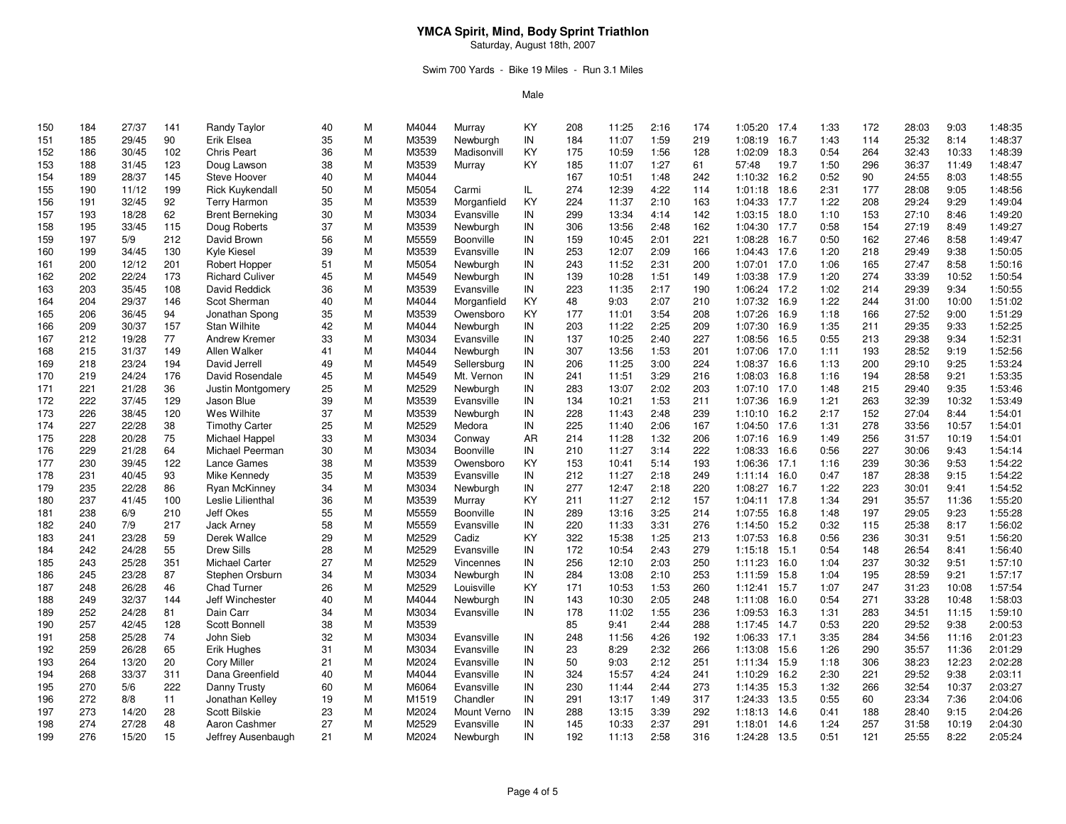# YMCA Spirit, Mind, Body Sprint Triathlon

Saturday, August 18th, 2007

Swim 700 Yards - Bike 19 Miles - Run 3.1 Miles

Male

| | | | | | | | | | | | | | | | | | | | | | | |
|---|---|---|---|---|---|---|---|---|---|---|---|---|---|---|---|---|---|---|---|---|---|---|
| 150 | 184 | 27/37 | 141 | Randy Taylor | 40 | M | M4044 | Murray | KY | 208 | 11:25 | 2:16 | 174 | 1:05:20 | 17.4 | 1:33 | 172 | 28:03 | 9:03 | 1:48:35 |
| 151 | 185 | 29/45 | 90 | Erik Elsea | 35 | M | M3539 | Newburgh | IN | 184 | 11:07 | 1:59 | 219 | 1:08:19 | 16.7 | 1:43 | 114 | 25:32 | 8:14 | 1:48:37 |
| 152 | 186 | 30/45 | 102 | Chris Peart | 36 | M | M3539 | Madisonvill | KY | 175 | 10:59 | 1:56 | 128 | 1:02:09 | 18.3 | 0:54 | 264 | 32:43 | 10:33 | 1:48:39 |
| 153 | 188 | 31/45 | 123 | Doug Lawson | 38 | M | M3539 | Murray | KY | 185 | 11:07 | 1:27 | 61 | 57:48 | 19.7 | 1:50 | 296 | 36:37 | 11:49 | 1:48:47 |
| 154 | 189 | 28/37 | 145 | Steve Hoover | 40 | M | M4044 | | | 167 | 10:51 | 1:48 | 242 | 1:10:32 | 16.2 | 0:52 | 90 | 24:55 | 8:03 | 1:48:55 |
| 155 | 190 | 11/12 | 199 | Rick Kuykendall | 50 | M | M5054 | Carmi | IL | 274 | 12:39 | 4:22 | 114 | 1:01:18 | 18.6 | 2:31 | 177 | 28:08 | 9:05 | 1:48:56 |
| 156 | 191 | 32/45 | 92 | Terry Harmon | 35 | M | M3539 | Morganfield | KY | 224 | 11:37 | 2:10 | 163 | 1:04:33 | 17.7 | 1:22 | 208 | 29:24 | 9:29 | 1:49:04 |
| 157 | 193 | 18/28 | 62 | Brent Berneking | 30 | M | M3034 | Evansville | IN | 299 | 13:34 | 4:14 | 142 | 1:03:15 | 18.0 | 1:10 | 153 | 27:10 | 8:46 | 1:49:20 |
| 158 | 195 | 33/45 | 115 | Doug Roberts | 37 | M | M3539 | Newburgh | IN | 306 | 13:56 | 2:48 | 162 | 1:04:30 | 17.7 | 0:58 | 154 | 27:19 | 8:49 | 1:49:27 |
| 159 | 197 | 5/9 | 212 | David Brown | 56 | M | M5559 | Boonville | IN | 159 | 10:45 | 2:01 | 221 | 1:08:28 | 16.7 | 0:50 | 162 | 27:46 | 8:58 | 1:49:47 |
| 160 | 199 | 34/45 | 130 | Kyle Kiesel | 39 | M | M3539 | Evansville | IN | 253 | 12:07 | 2:09 | 166 | 1:04:43 | 17.6 | 1:20 | 218 | 29:49 | 9:38 | 1:50:05 |
| 161 | 200 | 12/12 | 201 | Robert Hopper | 51 | M | M5054 | Newburgh | IN | 243 | 11:52 | 2:31 | 200 | 1:07:01 | 17.0 | 1:06 | 165 | 27:47 | 8:58 | 1:50:16 |
| 162 | 202 | 22/24 | 173 | Richard Culiver | 45 | M | M4549 | Newburgh | IN | 139 | 10:28 | 1:51 | 149 | 1:03:38 | 17.9 | 1:20 | 274 | 33:39 | 10:52 | 1:50:54 |
| 163 | 203 | 35/45 | 108 | David Reddick | 36 | M | M3539 | Evansville | IN | 223 | 11:35 | 2:17 | 190 | 1:06:24 | 17.2 | 1:02 | 214 | 29:39 | 9:34 | 1:50:55 |
| 164 | 204 | 29/37 | 146 | Scot Sherman | 40 | M | M4044 | Morganfield | KY | 48 | 9:03 | 2:07 | 210 | 1:07:32 | 16.9 | 1:22 | 244 | 31:00 | 10:00 | 1:51:02 |
| 165 | 206 | 36/45 | 94 | Jonathan Spong | 35 | M | M3539 | Owensboro | KY | 177 | 11:01 | 3:54 | 208 | 1:07:26 | 16.9 | 1:18 | 166 | 27:52 | 9:00 | 1:51:29 |
| 166 | 209 | 30/37 | 157 | Stan Wilhite | 42 | M | M4044 | Newburgh | IN | 203 | 11:22 | 2:25 | 209 | 1:07:30 | 16.9 | 1:35 | 211 | 29:35 | 9:33 | 1:52:25 |
| 167 | 212 | 19/28 | 77 | Andrew Kremer | 33 | M | M3034 | Evansville | IN | 137 | 10:25 | 2:40 | 227 | 1:08:56 | 16.5 | 0:55 | 213 | 29:38 | 9:34 | 1:52:31 |
| 168 | 215 | 31/37 | 149 | Allen Walker | 41 | M | M4044 | Newburgh | IN | 307 | 13:56 | 1:53 | 201 | 1:07:06 | 17.0 | 1:11 | 193 | 28:52 | 9:19 | 1:52:56 |
| 169 | 218 | 23/24 | 194 | David Jerrell | 49 | M | M4549 | Sellersburg | IN | 206 | 11:25 | 3:00 | 224 | 1:08:37 | 16.6 | 1:13 | 200 | 29:10 | 9:25 | 1:53:24 |
| 170 | 219 | 24/24 | 176 | David Rosendale | 45 | M | M4549 | Mt. Vernon | IN | 241 | 11:51 | 3:29 | 216 | 1:08:03 | 16.8 | 1:16 | 194 | 28:58 | 9:21 | 1:53:35 |
| 171 | 221 | 21/28 | 36 | Justin Montgomery | 25 | M | M2529 | Newburgh | IN | 283 | 13:07 | 2:02 | 203 | 1:07:10 | 17.0 | 1:48 | 215 | 29:40 | 9:35 | 1:53:46 |
| 172 | 222 | 37/45 | 129 | Jason Blue | 39 | M | M3539 | Evansville | IN | 134 | 10:21 | 1:53 | 211 | 1:07:36 | 16.9 | 1:21 | 263 | 32:39 | 10:32 | 1:53:49 |
| 173 | 226 | 38/45 | 120 | Wes Wilhite | 37 | M | M3539 | Newburgh | IN | 228 | 11:43 | 2:48 | 239 | 1:10:10 | 16.2 | 2:17 | 152 | 27:04 | 8:44 | 1:54:01 |
| 174 | 227 | 22/28 | 38 | Timothy Carter | 25 | M | M2529 | Medora | IN | 225 | 11:40 | 2:06 | 167 | 1:04:50 | 17.6 | 1:31 | 278 | 33:56 | 10:57 | 1:54:01 |
| 175 | 228 | 20/28 | 75 | Michael Happel | 33 | M | M3034 | Conway | AR | 214 | 11:28 | 1:32 | 206 | 1:07:16 | 16.9 | 1:49 | 256 | 31:57 | 10:19 | 1:54:01 |
| 176 | 229 | 21/28 | 64 | Michael Peerman | 30 | M | M3034 | Boonville | IN | 210 | 11:27 | 3:14 | 222 | 1:08:33 | 16.6 | 0:56 | 227 | 30:06 | 9:43 | 1:54:14 |
| 177 | 230 | 39/45 | 122 | Lance Games | 38 | M | M3539 | Owensboro | KY | 153 | 10:41 | 5:14 | 193 | 1:06:36 | 17.1 | 1:16 | 239 | 30:36 | 9:53 | 1:54:22 |
| 178 | 231 | 40/45 | 93 | Mike Kennedy | 35 | M | M3539 | Evansville | IN | 212 | 11:27 | 2:18 | 249 | 1:11:14 | 16.0 | 0:47 | 187 | 28:38 | 9:15 | 1:54:22 |
| 179 | 235 | 22/28 | 86 | Ryan McKinney | 34 | M | M3034 | Newburgh | IN | 277 | 12:47 | 2:18 | 220 | 1:08:27 | 16.7 | 1:22 | 223 | 30:01 | 9:41 | 1:54:52 |
| 180 | 237 | 41/45 | 100 | Leslie Lilienthal | 36 | M | M3539 | Murray | KY | 211 | 11:27 | 2:12 | 157 | 1:04:11 | 17.8 | 1:34 | 291 | 35:57 | 11:36 | 1:55:20 |
| 181 | 238 | 6/9 | 210 | Jeff Okes | 55 | M | M5559 | Boonville | IN | 289 | 13:16 | 3:25 | 214 | 1:07:55 | 16.8 | 1:48 | 197 | 29:05 | 9:23 | 1:55:28 |
| 182 | 240 | 7/9 | 217 | Jack Arney | 58 | M | M5559 | Evansville | IN | 220 | 11:33 | 3:31 | 276 | 1:14:50 | 15.2 | 0:32 | 115 | 25:38 | 8:17 | 1:56:02 |
| 183 | 241 | 23/28 | 59 | Derek Wallce | 29 | M | M2529 | Cadiz | KY | 322 | 15:38 | 1:25 | 213 | 1:07:53 | 16.8 | 0:56 | 236 | 30:31 | 9:51 | 1:56:20 |
| 184 | 242 | 24/28 | 55 | Drew Sills | 28 | M | M2529 | Evansville | IN | 172 | 10:54 | 2:43 | 279 | 1:15:18 | 15.1 | 0:54 | 148 | 26:54 | 8:41 | 1:56:40 |
| 185 | 243 | 25/28 | 351 | Michael Carter | 27 | M | M2529 | Vincennes | IN | 256 | 12:10 | 2:03 | 250 | 1:11:23 | 16.0 | 1:04 | 237 | 30:32 | 9:51 | 1:57:10 |
| 186 | 245 | 23/28 | 87 | Stephen Orsburn | 34 | M | M3034 | Newburgh | IN | 284 | 13:08 | 2:10 | 253 | 1:11:59 | 15.8 | 1:04 | 195 | 28:59 | 9:21 | 1:57:17 |
| 187 | 248 | 26/28 | 46 | Chad Turner | 26 | M | M2529 | Louisville | KY | 171 | 10:53 | 1:53 | 260 | 1:12:41 | 15.7 | 1:07 | 247 | 31:23 | 10:08 | 1:57:54 |
| 188 | 249 | 32/37 | 144 | Jeff Winchester | 40 | M | M4044 | Newburgh | IN | 143 | 10:30 | 2:05 | 248 | 1:11:08 | 16.0 | 0:54 | 271 | 33:28 | 10:48 | 1:58:03 |
| 189 | 252 | 24/28 | 81 | Dain Carr | 34 | M | M3034 | Evansville | IN | 178 | 11:02 | 1:55 | 236 | 1:09:53 | 16.3 | 1:31 | 283 | 34:51 | 11:15 | 1:59:10 |
| 190 | 257 | 42/45 | 128 | Scott Bonnell | 38 | M | M3539 | | | 85 | 9:41 | 2:44 | 288 | 1:17:45 | 14.7 | 0:53 | 220 | 29:52 | 9:38 | 2:00:53 |
| 191 | 258 | 25/28 | 74 | John Sieb | 32 | M | M3034 | Evansville | IN | 248 | 11:56 | 4:26 | 192 | 1:06:33 | 17.1 | 3:35 | 284 | 34:56 | 11:16 | 2:01:23 |
| 192 | 259 | 26/28 | 65 | Erik Hughes | 31 | M | M3034 | Evansville | IN | 23 | 8:29 | 2:32 | 266 | 1:13:08 | 15.6 | 1:26 | 290 | 35:57 | 11:36 | 2:01:29 |
| 193 | 264 | 13/20 | 20 | Cory Miller | 21 | M | M2024 | Evansville | IN | 50 | 9:03 | 2:12 | 251 | 1:11:34 | 15.9 | 1:18 | 306 | 38:23 | 12:23 | 2:02:28 |
| 194 | 268 | 33/37 | 311 | Dana Greenfield | 40 | M | M4044 | Evansville | IN | 324 | 15:57 | 4:24 | 241 | 1:10:29 | 16.2 | 2:30 | 221 | 29:52 | 9:38 | 2:03:11 |
| 195 | 270 | 5/6 | 222 | Danny Trusty | 60 | M | M6064 | Evansville | IN | 230 | 11:44 | 2:44 | 273 | 1:14:35 | 15.3 | 1:32 | 266 | 32:54 | 10:37 | 2:03:27 |
| 196 | 272 | 8/8 | 11 | Jonathan Kelley | 19 | M | M1519 | Chandler | IN | 291 | 13:17 | 1:49 | 317 | 1:24:33 | 13.5 | 0:55 | 60 | 23:34 | 7:36 | 2:04:06 |
| 197 | 273 | 14/20 | 28 | Scott Bilskie | 23 | M | M2024 | Mount Verno | IN | 288 | 13:15 | 3:39 | 292 | 1:18:13 | 14.6 | 0:41 | 188 | 28:40 | 9:15 | 2:04:26 |
| 198 | 274 | 27/28 | 48 | Aaron Cashmer | 27 | M | M2529 | Evansville | IN | 145 | 10:33 | 2:37 | 291 | 1:18:01 | 14.6 | 1:24 | 257 | 31:58 | 10:19 | 2:04:30 |
| 199 | 276 | 15/20 | 15 | Jeffrey Ausenbaugh | 21 | M | M2024 | Newburgh | IN | 192 | 11:13 | 2:58 | 316 | 1:24:28 | 13.5 | 0:51 | 121 | 25:55 | 8:22 | 2:05:24 |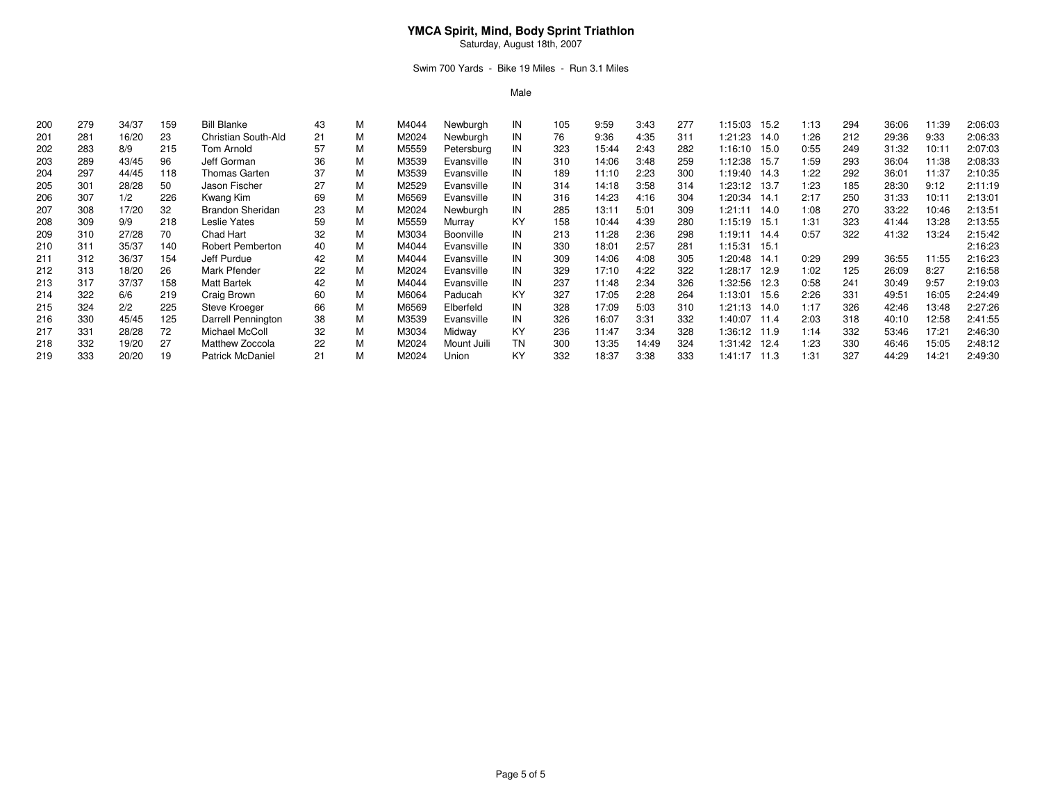**YMCA Spirit, Mind, Body Sprint Triathlon**
Saturday, August 18th, 2007

Swim 700 Yards - Bike 19 Miles - Run 3.1 Miles

Male

| | | | | | | | | | | | | | | | | | | | | | | |
|---|---|---|---|---|---|---|---|---|---|---|---|---|---|---|---|---|---|---|---|---|---|---|
| 200 | 279 | 34/37 | 159 | Bill Blanke | 43 | M | M4044 | Newburgh | IN | 105 | 9:59 | 3:43 | 277 | 1:15:03 | 15.2 | 1:13 | 294 | 36:06 | 11:39 | 2:06:03 |
| 201 | 281 | 16/20 | 23 | Christian South-Ald | 21 | M | M2024 | Newburgh | IN | 76 | 9:36 | 4:35 | 311 | 1:21:23 | 14.0 | 1:26 | 212 | 29:36 | 9:33 | 2:06:33 |
| 202 | 283 | 8/9 | 215 | Tom Arnold | 57 | M | M5559 | Petersburg | IN | 323 | 15:44 | 2:43 | 282 | 1:16:10 | 15.0 | 0:55 | 249 | 31:32 | 10:11 | 2:07:03 |
| 203 | 289 | 43/45 | 96 | Jeff Gorman | 36 | M | M3539 | Evansville | IN | 310 | 14:06 | 3:48 | 259 | 1:12:38 | 15.7 | 1:59 | 293 | 36:04 | 11:38 | 2:08:33 |
| 204 | 297 | 44/45 | 118 | Thomas Garten | 37 | M | M3539 | Evansville | IN | 189 | 11:10 | 2:23 | 300 | 1:19:40 | 14.3 | 1:22 | 292 | 36:01 | 11:37 | 2:10:35 |
| 205 | 301 | 28/28 | 50 | Jason Fischer | 27 | M | M2529 | Evansville | IN | 314 | 14:18 | 3:58 | 314 | 1:23:12 | 13.7 | 1:23 | 185 | 28:30 | 9:12 | 2:11:19 |
| 206 | 307 | 1/2 | 226 | Kwang Kim | 69 | M | M6569 | Evansville | IN | 316 | 14:23 | 4:16 | 304 | 1:20:34 | 14.1 | 2:17 | 250 | 31:33 | 10:11 | 2:13:01 |
| 207 | 308 | 17/20 | 32 | Brandon Sheridan | 23 | M | M2024 | Newburgh | IN | 285 | 13:11 | 5:01 | 309 | 1:21:11 | 14.0 | 1:08 | 270 | 33:22 | 10:46 | 2:13:51 |
| 208 | 309 | 9/9 | 218 | Leslie Yates | 59 | M | M5559 | Murray | KY | 158 | 10:44 | 4:39 | 280 | 1:15:19 | 15.1 | 1:31 | 323 | 41:44 | 13:28 | 2:13:55 |
| 209 | 310 | 27/28 | 70 | Chad Hart | 32 | M | M3034 | Boonville | IN | 213 | 11:28 | 2:36 | 298 | 1:19:11 | 14.4 | 0:57 | 322 | 41:32 | 13:24 | 2:15:42 |
| 210 | 311 | 35/37 | 140 | Robert Pemberton | 40 | M | M4044 | Evansville | IN | 330 | 18:01 | 2:57 | 281 | 1:15:31 | 15.1 | | | | | 2:16:23 |
| 211 | 312 | 36/37 | 154 | Jeff Purdue | 42 | M | M4044 | Evansville | IN | 309 | 14:06 | 4:08 | 305 | 1:20:48 | 14.1 | 0:29 | 299 | 36:55 | 11:55 | 2:16:23 |
| 212 | 313 | 18/20 | 26 | Mark Pfender | 22 | M | M2024 | Evansville | IN | 329 | 17:10 | 4:22 | 322 | 1:28:17 | 12.9 | 1:02 | 125 | 26:09 | 8:27 | 2:16:58 |
| 213 | 317 | 37/37 | 158 | Matt Bartek | 42 | M | M4044 | Evansville | IN | 237 | 11:48 | 2:34 | 326 | 1:32:56 | 12.3 | 0:58 | 241 | 30:49 | 9:57 | 2:19:03 |
| 214 | 322 | 6/6 | 219 | Craig Brown | 60 | M | M6064 | Paducah | KY | 327 | 17:05 | 2:28 | 264 | 1:13:01 | 15.6 | 2:26 | 331 | 49:51 | 16:05 | 2:24:49 |
| 215 | 324 | 2/2 | 225 | Steve Kroeger | 66 | M | M6569 | Elberfeld | IN | 328 | 17:09 | 5:03 | 310 | 1:21:13 | 14.0 | 1:17 | 326 | 42:46 | 13:48 | 2:27:26 |
| 216 | 330 | 45/45 | 125 | Darrell Pennington | 38 | M | M3539 | Evansville | IN | 326 | 16:07 | 3:31 | 332 | 1:40:07 | 11.4 | 2:03 | 318 | 40:10 | 12:58 | 2:41:55 |
| 217 | 331 | 28/28 | 72 | Michael McColl | 32 | M | M3034 | Midway | KY | 236 | 11:47 | 3:34 | 328 | 1:36:12 | 11.9 | 1:14 | 332 | 53:46 | 17:21 | 2:46:30 |
| 218 | 332 | 19/20 | 27 | Matthew Zoccola | 22 | M | M2024 | Mount Juili | TN | 300 | 13:35 | 14:49 | 324 | 1:31:42 | 12.4 | 1:23 | 330 | 46:46 | 15:05 | 2:48:12 |
| 219 | 333 | 20/20 | 19 | Patrick McDaniel | 21 | M | M2024 | Union | KY | 332 | 18:37 | 3:38 | 333 | 1:41:17 | 11.3 | 1:31 | 327 | 44:29 | 14:21 | 2:49:30 |